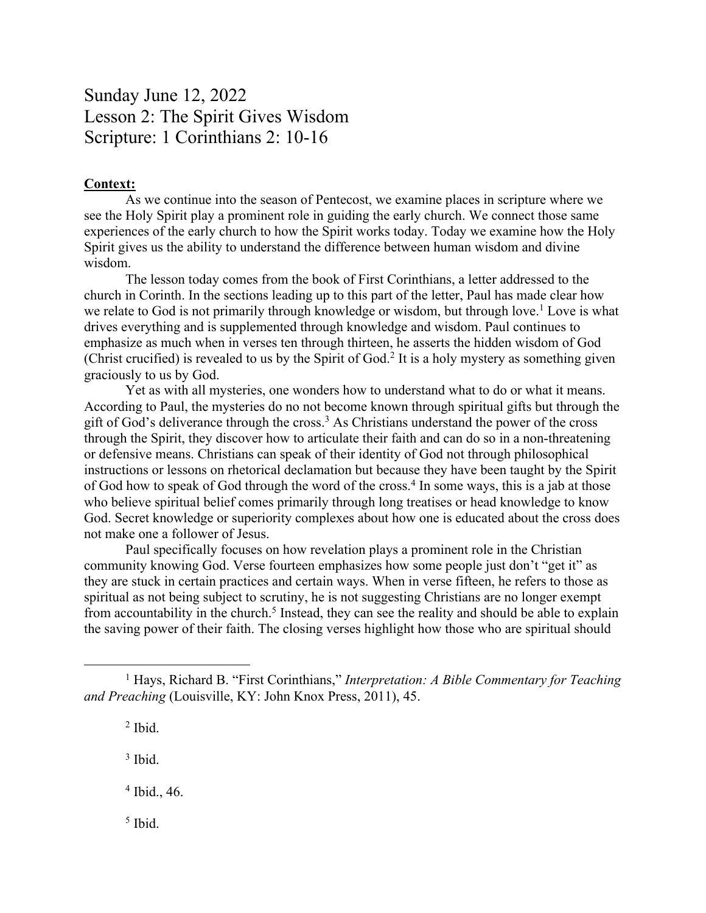# Sunday June 12, 2022
# Lesson 2: The Spirit Gives Wisdom
# Scripture: 1 Corinthians 2: 10-16

**Context:**

As we continue into the season of Pentecost, we examine places in scripture where we see the Holy Spirit play a prominent role in guiding the early church. We connect those same experiences of the early church to how the Spirit works today. Today we examine how the Holy Spirit gives us the ability to understand the difference between human wisdom and divine wisdom.

The lesson today comes from the book of First Corinthians, a letter addressed to the church in Corinth. In the sections leading up to this part of the letter, Paul has made clear how we relate to God is not primarily through knowledge or wisdom, but through love.[1] Love is what drives everything and is supplemented through knowledge and wisdom. Paul continues to emphasize as much when in verses ten through thirteen, he asserts the hidden wisdom of God (Christ crucified) is revealed to us by the Spirit of God.[2] It is a holy mystery as something given graciously to us by God.

Yet as with all mysteries, one wonders how to understand what to do or what it means. According to Paul, the mysteries do no not become known through spiritual gifts but through the gift of God's deliverance through the cross.[3] As Christians understand the power of the cross through the Spirit, they discover how to articulate their faith and can do so in a non-threatening or defensive means. Christians can speak of their identity of God not through philosophical instructions or lessons on rhetorical declamation but because they have been taught by the Spirit of God how to speak of God through the word of the cross.[4] In some ways, this is a jab at those who believe spiritual belief comes primarily through long treatises or head knowledge to know God. Secret knowledge or superiority complexes about how one is educated about the cross does not make one a follower of Jesus.

Paul specifically focuses on how revelation plays a prominent role in the Christian community knowing God. Verse fourteen emphasizes how some people just don't "get it" as they are stuck in certain practices and certain ways. When in verse fifteen, he refers to those as spiritual as not being subject to scrutiny, he is not suggesting Christians are no longer exempt from accountability in the church.[5] Instead, they can see the reality and should be able to explain the saving power of their faith. The closing verses highlight how those who are spiritual should

---

[1] Hays, Richard B. "First Corinthians," *Interpretation: A Bible Commentary for Teaching and Preaching* (Louisville, KY: John Knox Press, 2011), 45.

[2] Ibid.

[3] Ibid.

[4] Ibid., 46.

[5] Ibid.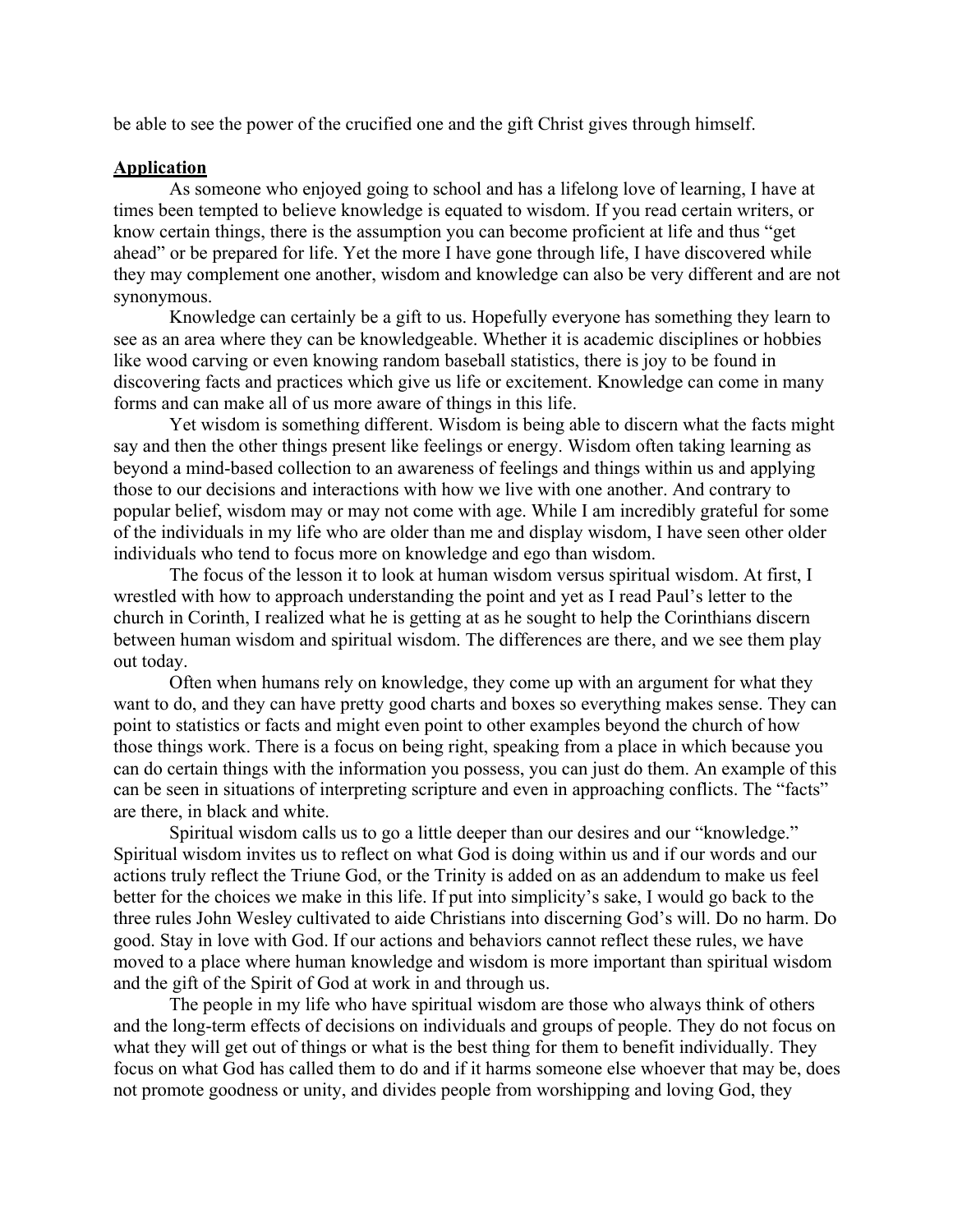be able to see the power of the crucified one and the gift Christ gives through himself.

**<u>Application</u>**

As someone who enjoyed going to school and has a lifelong love of learning, I have at times been tempted to believe knowledge is equated to wisdom. If you read certain writers, or know certain things, there is the assumption you can become proficient at life and thus "get ahead" or be prepared for life. Yet the more I have gone through life, I have discovered while they may complement one another, wisdom and knowledge can also be very different and are not synonymous.

Knowledge can certainly be a gift to us. Hopefully everyone has something they learn to see as an area where they can be knowledgeable. Whether it is academic disciplines or hobbies like wood carving or even knowing random baseball statistics, there is joy to be found in discovering facts and practices which give us life or excitement. Knowledge can come in many forms and can make all of us more aware of things in this life.

Yet wisdom is something different. Wisdom is being able to discern what the facts might say and then the other things present like feelings or energy. Wisdom often taking learning as beyond a mind-based collection to an awareness of feelings and things within us and applying those to our decisions and interactions with how we live with one another. And contrary to popular belief, wisdom may or may not come with age. While I am incredibly grateful for some of the individuals in my life who are older than me and display wisdom, I have seen other older individuals who tend to focus more on knowledge and ego than wisdom.

The focus of the lesson it to look at human wisdom versus spiritual wisdom. At first, I wrestled with how to approach understanding the point and yet as I read Paul's letter to the church in Corinth, I realized what he is getting at as he sought to help the Corinthians discern between human wisdom and spiritual wisdom. The differences are there, and we see them play out today.

Often when humans rely on knowledge, they come up with an argument for what they want to do, and they can have pretty good charts and boxes so everything makes sense. They can point to statistics or facts and might even point to other examples beyond the church of how those things work. There is a focus on being right, speaking from a place in which because you can do certain things with the information you possess, you can just do them. An example of this can be seen in situations of interpreting scripture and even in approaching conflicts. The "facts" are there, in black and white.

Spiritual wisdom calls us to go a little deeper than our desires and our "knowledge." Spiritual wisdom invites us to reflect on what God is doing within us and if our words and our actions truly reflect the Triune God, or the Trinity is added on as an addendum to make us feel better for the choices we make in this life. If put into simplicity's sake, I would go back to the three rules John Wesley cultivated to aide Christians into discerning God's will. Do no harm. Do good. Stay in love with God. If our actions and behaviors cannot reflect these rules, we have moved to a place where human knowledge and wisdom is more important than spiritual wisdom and the gift of the Spirit of God at work in and through us.

The people in my life who have spiritual wisdom are those who always think of others and the long-term effects of decisions on individuals and groups of people. They do not focus on what they will get out of things or what is the best thing for them to benefit individually. They focus on what God has called them to do and if it harms someone else whoever that may be, does not promote goodness or unity, and divides people from worshipping and loving God, they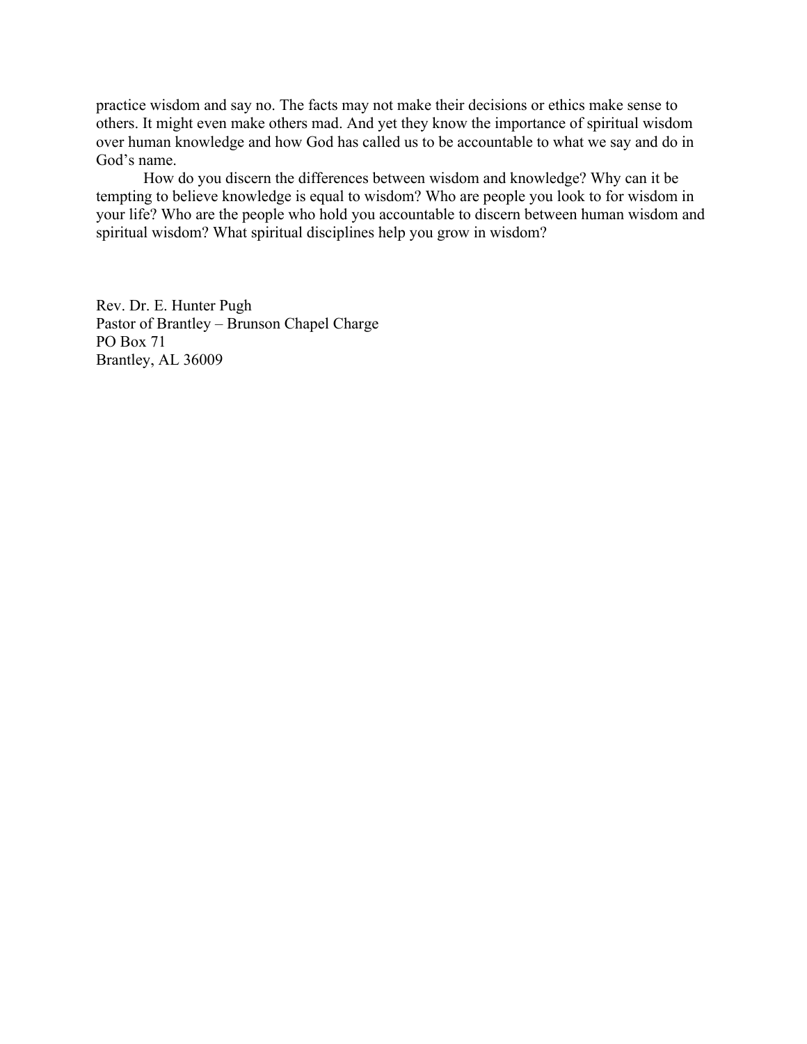practice wisdom and say no. The facts may not make their decisions or ethics make sense to others. It might even make others mad. And yet they know the importance of spiritual wisdom over human knowledge and how God has called us to be accountable to what we say and do in God's name.

How do you discern the differences between wisdom and knowledge? Why can it be tempting to believe knowledge is equal to wisdom? Who are people you look to for wisdom in your life? Who are the people who hold you accountable to discern between human wisdom and spiritual wisdom? What spiritual disciplines help you grow in wisdom?

Rev. Dr. E. Hunter Pugh  
Pastor of Brantley – Brunson Chapel Charge  
PO Box 71  
Brantley, AL 36009